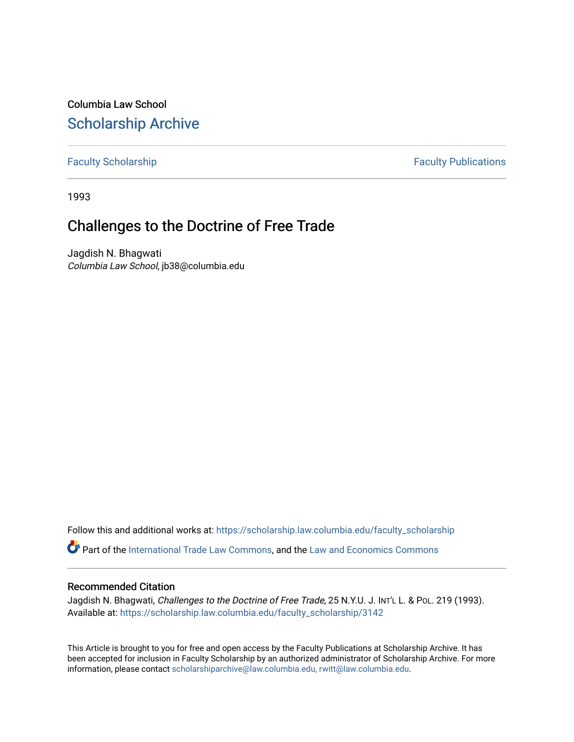Columbia Law School

# Scholarship Archive

Faculty Scholarship | Faculty Publications

1993

## Challenges to the Doctrine of Free Trade

Jagdish N. Bhagwati
*Columbia Law School*, jb38@columbia.edu

Follow this and additional works at: https://scholarship.law.columbia.edu/faculty_scholarship

Part of the International Trade Law Commons, and the Law and Economics Commons

### Recommended Citation

Jagdish N. Bhagwati, *Challenges to the Doctrine of Free Trade*, 25 N.Y.U. J. INT'L L. & POL. 219 (1993).
Available at: https://scholarship.law.columbia.edu/faculty_scholarship/3142

This Article is brought to you for free and open access by the Faculty Publications at Scholarship Archive. It has been accepted for inclusion in Faculty Scholarship by an authorized administrator of Scholarship Archive. For more information, please contact scholarshiparchive@law.columbia.edu, rwitt@law.columbia.edu.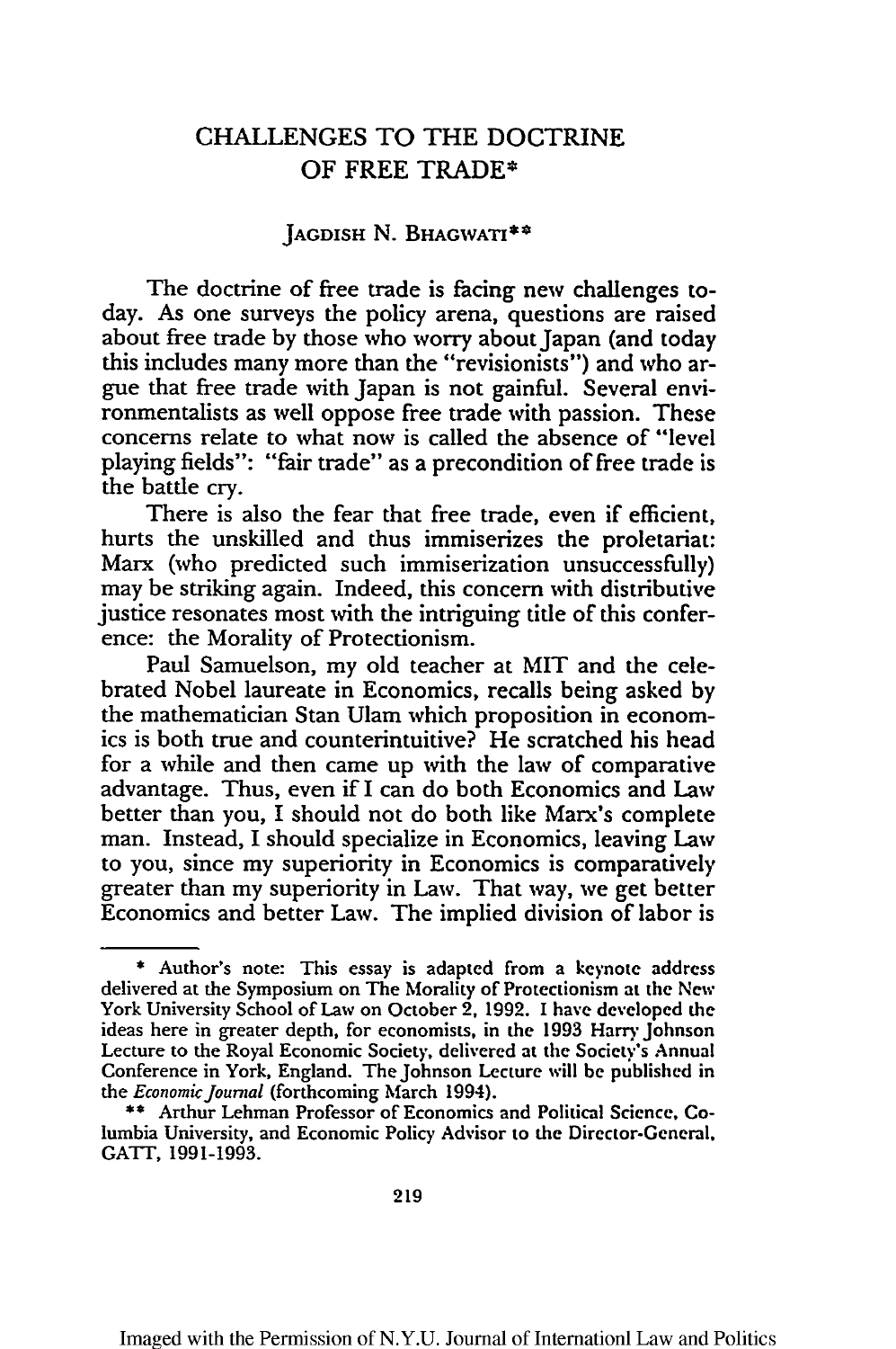# CHALLENGES TO THE DOCTRINE OF FREE TRADE*

JAGDISH N. BHAGWATI**

The doctrine of free trade is facing new challenges today. As one surveys the policy arena, questions are raised about free trade by those who worry about Japan (and today this includes many more than the "revisionists") and who argue that free trade with Japan is not gainful. Several environmentalists as well oppose free trade with passion. These concerns relate to what now is called the absence of "level playing fields": "fair trade" as a precondition of free trade is the battle cry.

There is also the fear that free trade, even if efficient, hurts the unskilled and thus immiserizes the proletariat: Marx (who predicted such immiserization unsuccessfully) may be striking again. Indeed, this concern with distributive justice resonates most with the intriguing title of this conference: the Morality of Protectionism.

Paul Samuelson, my old teacher at MIT and the celebrated Nobel laureate in Economics, recalls being asked by the mathematician Stan Ulam which proposition in economics is both true and counterintuitive? He scratched his head for a while and then came up with the law of comparative advantage. Thus, even if I can do both Economics and Law better than you, I should not do both like Marx's complete man. Instead, I should specialize in Economics, leaving Law to you, since my superiority in Economics is comparatively greater than my superiority in Law. That way, we get better Economics and better Law. The implied division of labor is

---

\* Author's note: This essay is adapted from a keynote address delivered at the Symposium on The Morality of Protectionism at the New York University School of Law on October 2, 1992. I have developed the ideas here in greater depth, for economists, in the 1993 Harry Johnson Lecture to the Royal Economic Society, delivered at the Society's Annual Conference in York, England. The Johnson Lecture will be published in the *Economic Journal* (forthcoming March 1994).

\*\* Arthur Lehman Professor of Economics and Political Science, Columbia University, and Economic Policy Advisor to the Director-General, GATT, 1991-1993.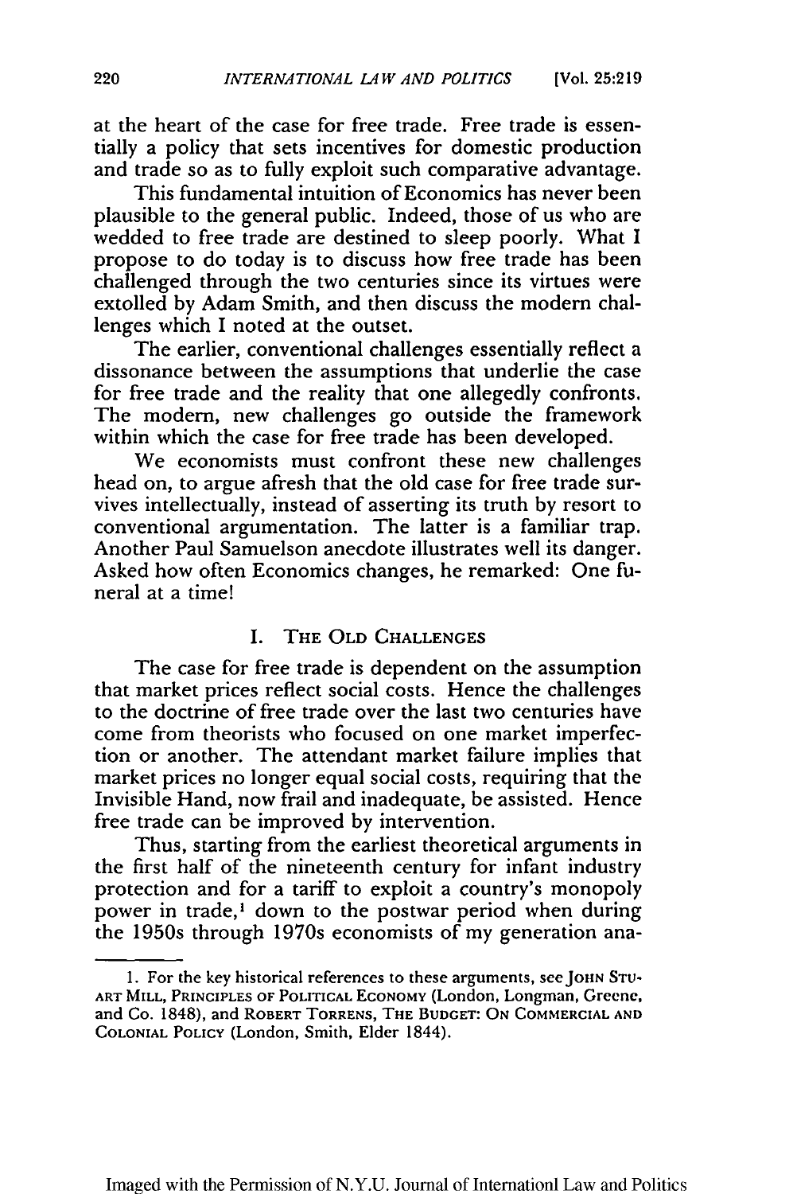at the heart of the case for free trade. Free trade is essentially a policy that sets incentives for domestic production and trade so as to fully exploit such comparative advantage.

This fundamental intuition of Economics has never been plausible to the general public. Indeed, those of us who are wedded to free trade are destined to sleep poorly. What I propose to do today is to discuss how free trade has been challenged through the two centuries since its virtues were extolled by Adam Smith, and then discuss the modern challenges which I noted at the outset.

The earlier, conventional challenges essentially reflect a dissonance between the assumptions that underlie the case for free trade and the reality that one allegedly confronts. The modern, new challenges go outside the framework within which the case for free trade has been developed.

We economists must confront these new challenges head on, to argue afresh that the old case for free trade survives intellectually, instead of asserting its truth by resort to conventional argumentation. The latter is a familiar trap. Another Paul Samuelson anecdote illustrates well its danger. Asked how often Economics changes, he remarked: One funeral at a time!

## I. The Old Challenges

The case for free trade is dependent on the assumption that market prices reflect social costs. Hence the challenges to the doctrine of free trade over the last two centuries have come from theorists who focused on one market imperfection or another. The attendant market failure implies that market prices no longer equal social costs, requiring that the Invisible Hand, now frail and inadequate, be assisted. Hence free trade can be improved by intervention.

Thus, starting from the earliest theoretical arguments in the first half of the nineteenth century for infant industry protection and for a tariff to exploit a country's monopoly power in trade,[1] down to the postwar period when during the 1950s through 1970s economists of my generation ana-

---

1. For the key historical references to these arguments, see John Stuart Mill, Principles of Political Economy (London, Longman, Greene, and Co. 1848), and Robert Torrens, The Budget: On Commercial and Colonial Policy (London, Smith, Elder 1844).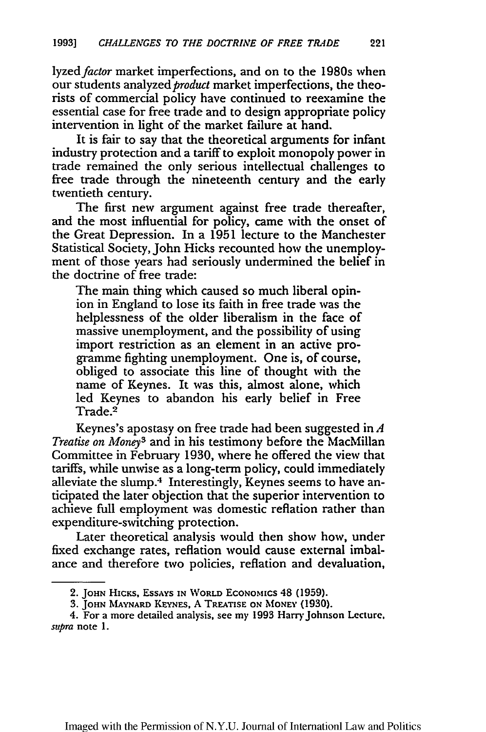lyzed *factor* market imperfections, and on to the 1980s when our students analyzed *product* market imperfections, the theorists of commercial policy have continued to reexamine the essential case for free trade and to design appropriate policy intervention in light of the market failure at hand.

It is fair to say that the theoretical arguments for infant industry protection and a tariff to exploit monopoly power in trade remained the only serious intellectual challenges to free trade through the nineteenth century and the early twentieth century.

The first new argument against free trade thereafter, and the most influential for policy, came with the onset of the Great Depression. In a 1951 lecture to the Manchester Statistical Society, John Hicks recounted how the unemployment of those years had seriously undermined the belief in the doctrine of free trade:

> The main thing which caused so much liberal opinion in England to lose its faith in free trade was the helplessness of the older liberalism in the face of massive unemployment, and the possibility of using import restriction as an element in an active programme fighting unemployment. One is, of course, obliged to associate this line of thought with the name of Keynes. It was this, almost alone, which led Keynes to abandon his early belief in Free Trade.[2]

Keynes's apostasy on free trade had been suggested in *A Treatise on Money*[3] and in his testimony before the MacMillan Committee in February 1930, where he offered the view that tariffs, while unwise as a long-term policy, could immediately alleviate the slump.[4] Interestingly, Keynes seems to have anticipated the later objection that the superior intervention to achieve full employment was domestic reflation rather than expenditure-switching protection.

Later theoretical analysis would then show how, under fixed exchange rates, reflation would cause external imbalance and therefore two policies, reflation and devaluation,

---

2. JOHN HICKS, ESSAYS IN WORLD ECONOMICS 48 (1959).

3. JOHN MAYNARD KEYNES, A TREATISE ON MONEY (1930).

4. For a more detailed analysis, see my 1993 Harry Johnson Lecture, *supra* note 1.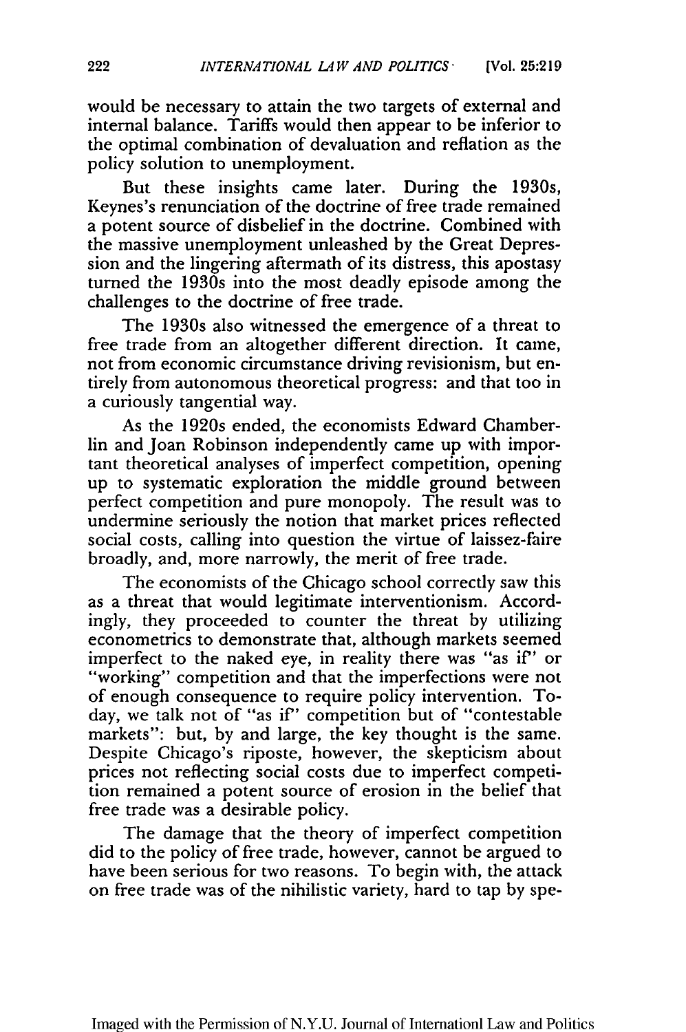would be necessary to attain the two targets of external and internal balance. Tariffs would then appear to be inferior to the optimal combination of devaluation and reflation as the policy solution to unemployment.

But these insights came later. During the 1930s, Keynes's renunciation of the doctrine of free trade remained a potent source of disbelief in the doctrine. Combined with the massive unemployment unleashed by the Great Depression and the lingering aftermath of its distress, this apostasy turned the 1930s into the most deadly episode among the challenges to the doctrine of free trade.

The 1930s also witnessed the emergence of a threat to free trade from an altogether different direction. It came, not from economic circumstance driving revisionism, but entirely from autonomous theoretical progress: and that too in a curiously tangential way.

As the 1920s ended, the economists Edward Chamberlin and Joan Robinson independently came up with important theoretical analyses of imperfect competition, opening up to systematic exploration the middle ground between perfect competition and pure monopoly. The result was to undermine seriously the notion that market prices reflected social costs, calling into question the virtue of laissez-faire broadly, and, more narrowly, the merit of free trade.

The economists of the Chicago school correctly saw this as a threat that would legitimate interventionism. Accordingly, they proceeded to counter the threat by utilizing econometrics to demonstrate that, although markets seemed imperfect to the naked eye, in reality there was "as if" or "working" competition and that the imperfections were not of enough consequence to require policy intervention. Today, we talk not of "as if" competition but of "contestable markets": but, by and large, the key thought is the same. Despite Chicago's riposte, however, the skepticism about prices not reflecting social costs due to imperfect competition remained a potent source of erosion in the belief that free trade was a desirable policy.

The damage that the theory of imperfect competition did to the policy of free trade, however, cannot be argued to have been serious for two reasons. To begin with, the attack on free trade was of the nihilistic variety, hard to tap by spe-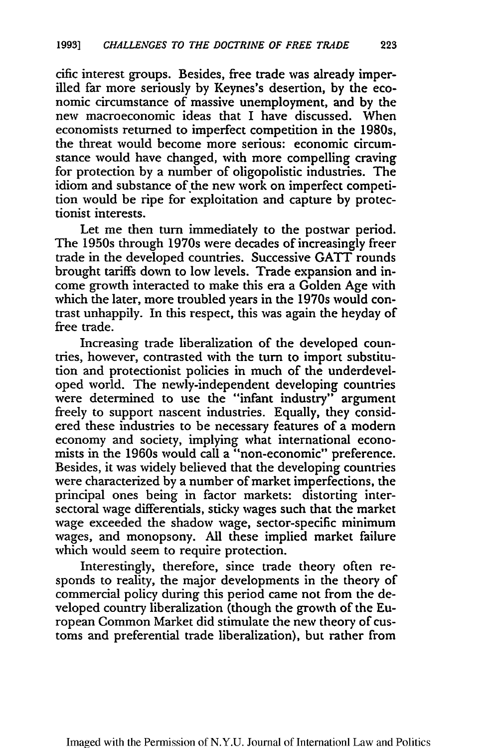cific interest groups. Besides, free trade was already imperilled far more seriously by Keynes's desertion, by the economic circumstance of massive unemployment, and by the new macroeconomic ideas that I have discussed. When economists returned to imperfect competition in the 1980s, the threat would become more serious: economic circumstance would have changed, with more compelling craving for protection by a number of oligopolistic industries. The idiom and substance of the new work on imperfect competition would be ripe for exploitation and capture by protectionist interests.

Let me then turn immediately to the postwar period. The 1950s through 1970s were decades of increasingly freer trade in the developed countries. Successive GATT rounds brought tariffs down to low levels. Trade expansion and income growth interacted to make this era a Golden Age with which the later, more troubled years in the 1970s would contrast unhappily. In this respect, this was again the heyday of free trade.

Increasing trade liberalization of the developed countries, however, contrasted with the turn to import substitution and protectionist policies in much of the underdeveloped world. The newly-independent developing countries were determined to use the "infant industry" argument freely to support nascent industries. Equally, they considered these industries to be necessary features of a modern economy and society, implying what international economists in the 1960s would call a "non-economic" preference. Besides, it was widely believed that the developing countries were characterized by a number of market imperfections, the principal ones being in factor markets: distorting intersectoral wage differentials, sticky wages such that the market wage exceeded the shadow wage, sector-specific minimum wages, and monopsony. All these implied market failure which would seem to require protection.

Interestingly, therefore, since trade theory often responds to reality, the major developments in the theory of commercial policy during this period came not from the developed country liberalization (though the growth of the European Common Market did stimulate the new theory of customs and preferential trade liberalization), but rather from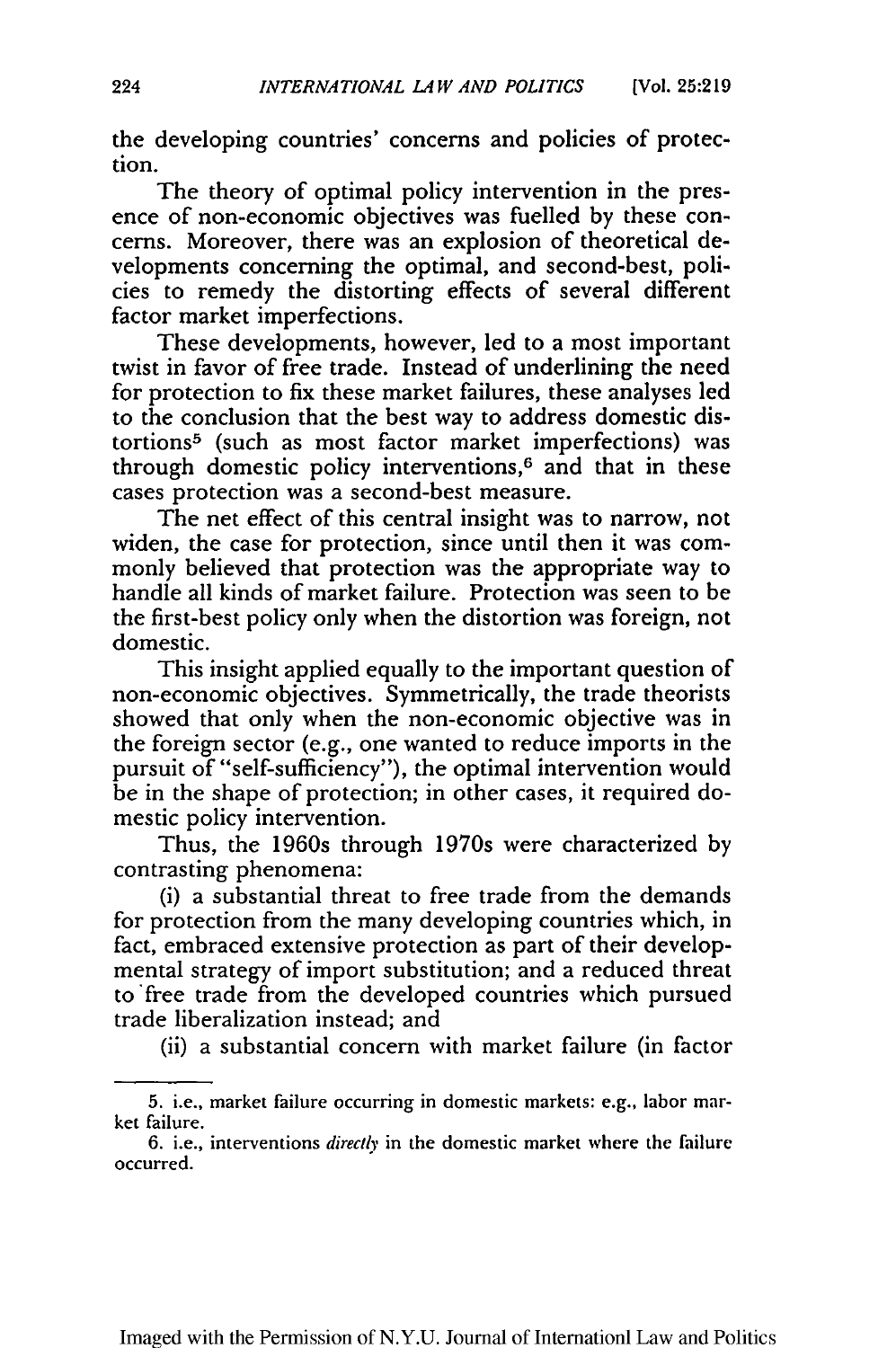the developing countries' concerns and policies of protection.

The theory of optimal policy intervention in the presence of non-economic objectives was fuelled by these concerns. Moreover, there was an explosion of theoretical developments concerning the optimal, and second-best, policies to remedy the distorting effects of several different factor market imperfections.

These developments, however, led to a most important twist in favor of free trade. Instead of underlining the need for protection to fix these market failures, these analyses led to the conclusion that the best way to address domestic distortions[5] (such as most factor market imperfections) was through domestic policy interventions,[6] and that in these cases protection was a second-best measure.

The net effect of this central insight was to narrow, not widen, the case for protection, since until then it was commonly believed that protection was the appropriate way to handle all kinds of market failure. Protection was seen to be the first-best policy only when the distortion was foreign, not domestic.

This insight applied equally to the important question of non-economic objectives. Symmetrically, the trade theorists showed that only when the non-economic objective was in the foreign sector (e.g., one wanted to reduce imports in the pursuit of "self-sufficiency"), the optimal intervention would be in the shape of protection; in other cases, it required domestic policy intervention.

Thus, the 1960s through 1970s were characterized by contrasting phenomena:

(i) a substantial threat to free trade from the demands for protection from the many developing countries which, in fact, embraced extensive protection as part of their developmental strategy of import substitution; and a reduced threat to free trade from the developed countries which pursued trade liberalization instead; and

(ii) a substantial concern with market failure (in factor

---

5. i.e., market failure occurring in domestic markets: e.g., labor market failure.

6. i.e., interventions *directly* in the domestic market where the failure occurred.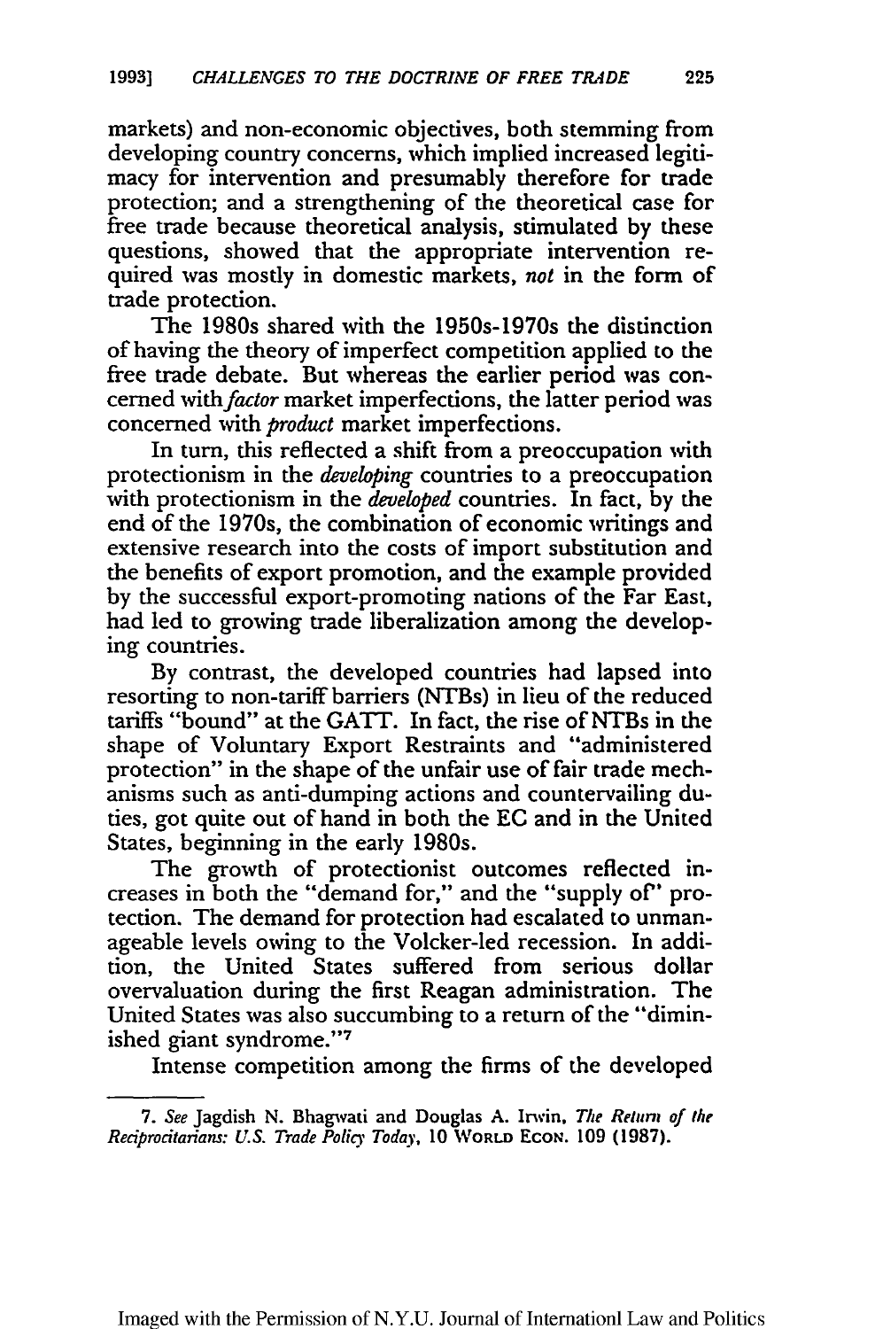markets) and non-economic objectives, both stemming from developing country concerns, which implied increased legitimacy for intervention and presumably therefore for trade protection; and a strengthening of the theoretical case for free trade because theoretical analysis, stimulated by these questions, showed that the appropriate intervention required was mostly in domestic markets, *not* in the form of trade protection.

The 1980s shared with the 1950s-1970s the distinction of having the theory of imperfect competition applied to the free trade debate. But whereas the earlier period was concerned with *factor* market imperfections, the latter period was concerned with *product* market imperfections.

In turn, this reflected a shift from a preoccupation with protectionism in the *developing* countries to a preoccupation with protectionism in the *developed* countries. In fact, by the end of the 1970s, the combination of economic writings and extensive research into the costs of import substitution and the benefits of export promotion, and the example provided by the successful export-promoting nations of the Far East, had led to growing trade liberalization among the developing countries.

By contrast, the developed countries had lapsed into resorting to non-tariff barriers (NTBs) in lieu of the reduced tariffs "bound" at the GATT. In fact, the rise of NTBs in the shape of Voluntary Export Restraints and "administered protection" in the shape of the unfair use of fair trade mechanisms such as anti-dumping actions and countervailing duties, got quite out of hand in both the EC and in the United States, beginning in the early 1980s.

The growth of protectionist outcomes reflected increases in both the "demand for," and the "supply of" protection. The demand for protection had escalated to unmanageable levels owing to the Volcker-led recession. In addition, the United States suffered from serious dollar overvaluation during the first Reagan administration. The United States was also succumbing to a return of the "diminished giant syndrome."[7]

Intense competition among the firms of the developed

---

7. *See* Jagdish N. Bhagwati and Douglas A. Irwin, *The Return of the Reciprocitarians: U.S. Trade Policy Today*, 10 WORLD ECON. 109 (1987).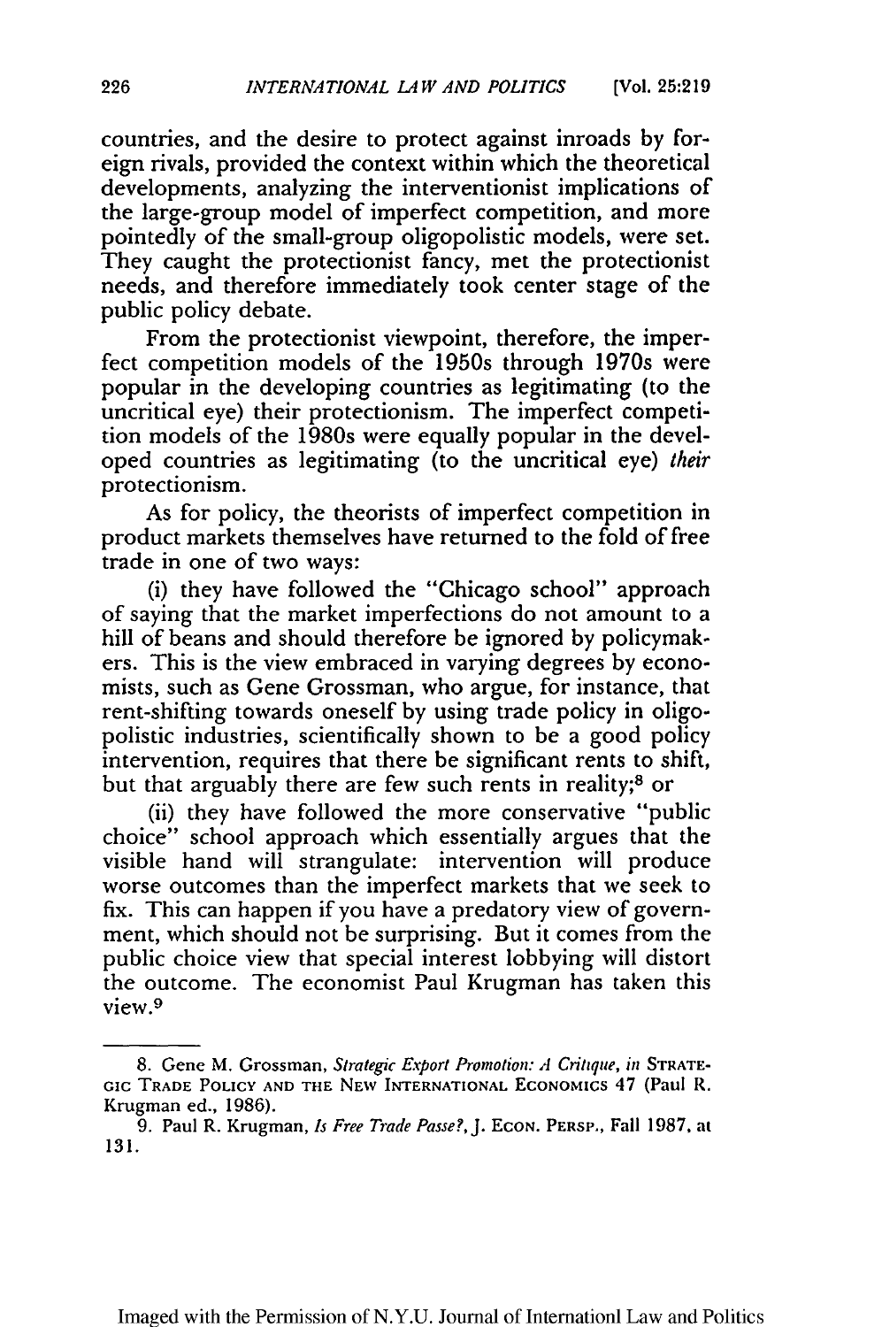countries, and the desire to protect against inroads by foreign rivals, provided the context within which the theoretical developments, analyzing the interventionist implications of the large-group model of imperfect competition, and more pointedly of the small-group oligopolistic models, were set. They caught the protectionist fancy, met the protectionist needs, and therefore immediately took center stage of the public policy debate.

From the protectionist viewpoint, therefore, the imperfect competition models of the 1950s through 1970s were popular in the developing countries as legitimating (to the uncritical eye) their protectionism. The imperfect competition models of the 1980s were equally popular in the developed countries as legitimating (to the uncritical eye) *their* protectionism.

As for policy, the theorists of imperfect competition in product markets themselves have returned to the fold of free trade in one of two ways:

(i) they have followed the "Chicago school" approach of saying that the market imperfections do not amount to a hill of beans and should therefore be ignored by policymakers. This is the view embraced in varying degrees by economists, such as Gene Grossman, who argue, for instance, that rent-shifting towards oneself by using trade policy in oligopolistic industries, scientifically shown to be a good policy intervention, requires that there be significant rents to shift, but that arguably there are few such rents in reality;[8] or

(ii) they have followed the more conservative "public choice" school approach which essentially argues that the visible hand will strangulate: intervention will produce worse outcomes than the imperfect markets that we seek to fix. This can happen if you have a predatory view of government, which should not be surprising. But it comes from the public choice view that special interest lobbying will distort the outcome. The economist Paul Krugman has taken this view.[9]

---

8. Gene M. Grossman, *Strategic Export Promotion: A Critique*, *in* STRATEGIC TRADE POLICY AND THE NEW INTERNATIONAL ECONOMICS 47 (Paul R. Krugman ed., 1986).

9. Paul R. Krugman, *Is Free Trade Passe?*, J. ECON. PERSP., Fall 1987, at 131.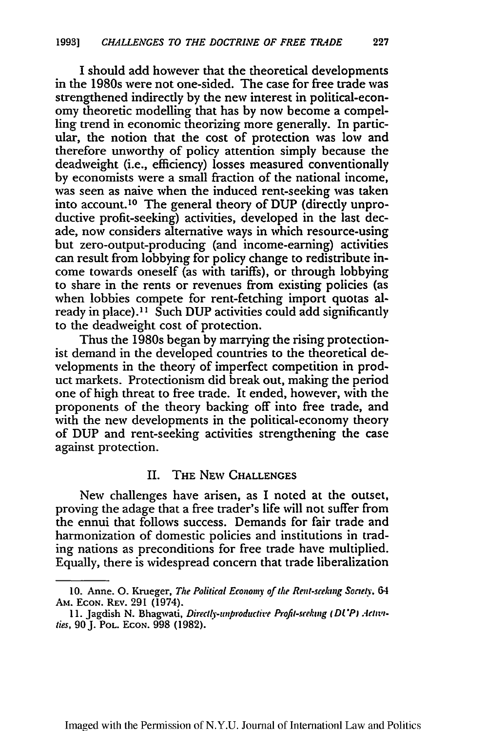I should add however that the theoretical developments in the 1980s were not one-sided. The case for free trade was strengthened indirectly by the new interest in political-economy theoretic modelling that has by now become a compelling trend in economic theorizing more generally. In particular, the notion that the cost of protection was low and therefore unworthy of policy attention simply because the deadweight (i.e., efficiency) losses measured conventionally by economists were a small fraction of the national income, was seen as naive when the induced rent-seeking was taken into account.[10] The general theory of DUP (directly unproductive profit-seeking) activities, developed in the last decade, now considers alternative ways in which resource-using but zero-output-producing (and income-earning) activities can result from lobbying for policy change to redistribute income towards oneself (as with tariffs), or through lobbying to share in the rents or revenues from existing policies (as when lobbies compete for rent-fetching import quotas already in place).[11] Such DUP activities could add significantly to the deadweight cost of protection.

Thus the 1980s began by marrying the rising protectionist demand in the developed countries to the theoretical developments in the theory of imperfect competition in product markets. Protectionism did break out, making the period one of high threat to free trade. It ended, however, with the proponents of the theory backing off into free trade, and with the new developments in the political-economy theory of DUP and rent-seeking activities strengthening the case against protection.

## II. The New Challenges

New challenges have arisen, as I noted at the outset, proving the adage that a free trader's life will not suffer from the ennui that follows success. Demands for fair trade and harmonization of domestic policies and institutions in trading nations as preconditions for free trade have multiplied. Equally, there is widespread concern that trade liberalization

---

10. Anne. O. Krueger, *The Political Economy of the Rent-seeking Society*, 64 Am. Econ. Rev. 291 (1974).

11. Jagdish N. Bhagwati, *Directly-unproductive Profit-seeking (DUP) Activities*, 90 J. Pol. Econ. 998 (1982).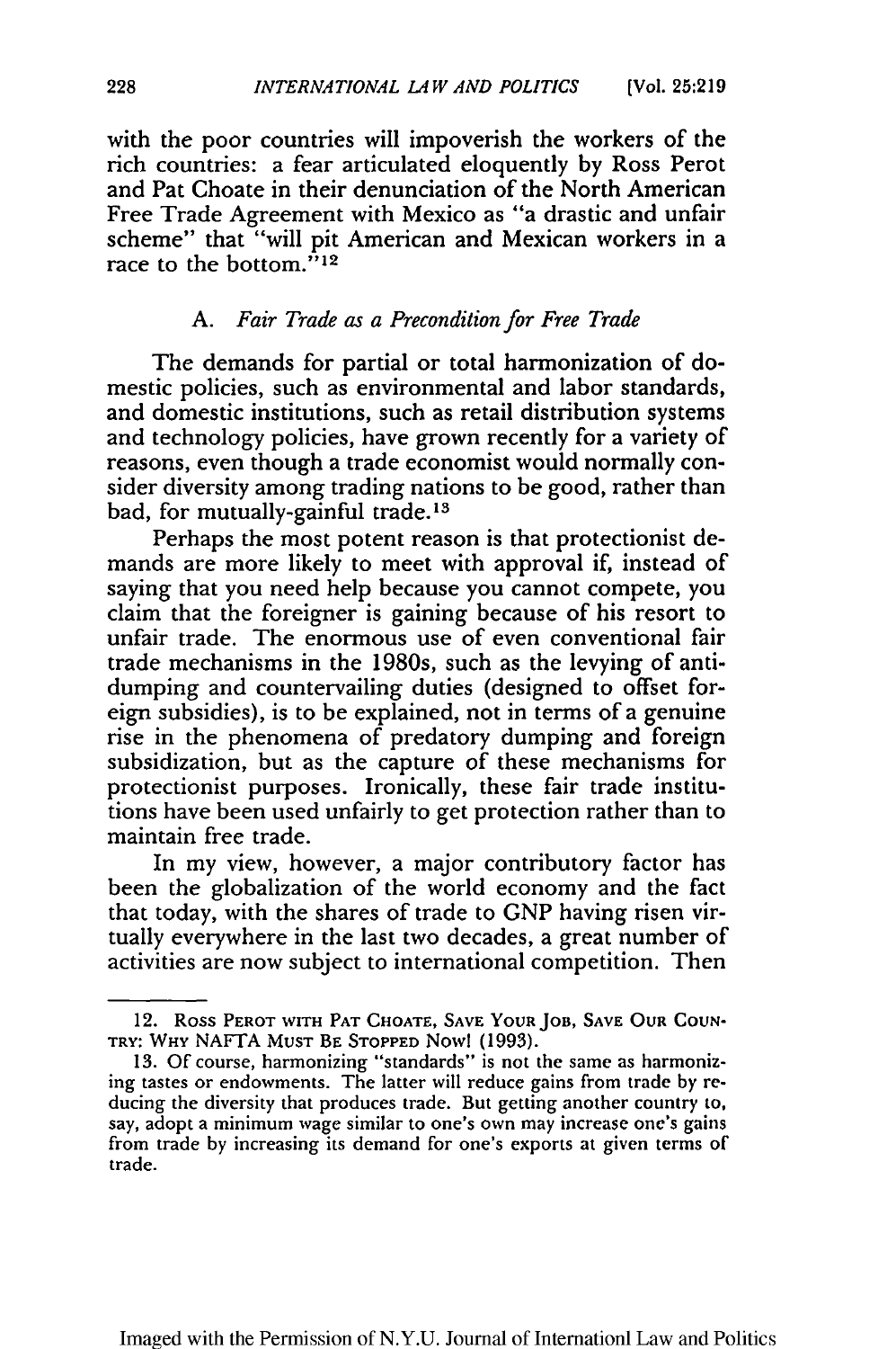with the poor countries will impoverish the workers of the rich countries: a fear articulated eloquently by Ross Perot and Pat Choate in their denunciation of the North American Free Trade Agreement with Mexico as "a drastic and unfair scheme" that "will pit American and Mexican workers in a race to the bottom."[12]

### A. *Fair Trade as a Precondition for Free Trade*

The demands for partial or total harmonization of domestic policies, such as environmental and labor standards, and domestic institutions, such as retail distribution systems and technology policies, have grown recently for a variety of reasons, even though a trade economist would normally consider diversity among trading nations to be good, rather than bad, for mutually-gainful trade.[13]

Perhaps the most potent reason is that protectionist demands are more likely to meet with approval if, instead of saying that you need help because you cannot compete, you claim that the foreigner is gaining because of his resort to unfair trade. The enormous use of even conventional fair trade mechanisms in the 1980s, such as the levying of antidumping and countervailing duties (designed to offset foreign subsidies), is to be explained, not in terms of a genuine rise in the phenomena of predatory dumping and foreign subsidization, but as the capture of these mechanisms for protectionist purposes. Ironically, these fair trade institutions have been used unfairly to get protection rather than to maintain free trade.

In my view, however, a major contributory factor has been the globalization of the world economy and the fact that today, with the shares of trade to GNP having risen virtually everywhere in the last two decades, a great number of activities are now subject to international competition. Then

---

12. Ross Perot with Pat Choate, Save Your Job, Save Our Country: Why NAFTA Must Be Stopped Now! (1993).

13. Of course, harmonizing "standards" is not the same as harmonizing tastes or endowments. The latter will reduce gains from trade by reducing the diversity that produces trade. But getting another country to, say, adopt a minimum wage similar to one's own may increase one's gains from trade by increasing its demand for one's exports at given terms of trade.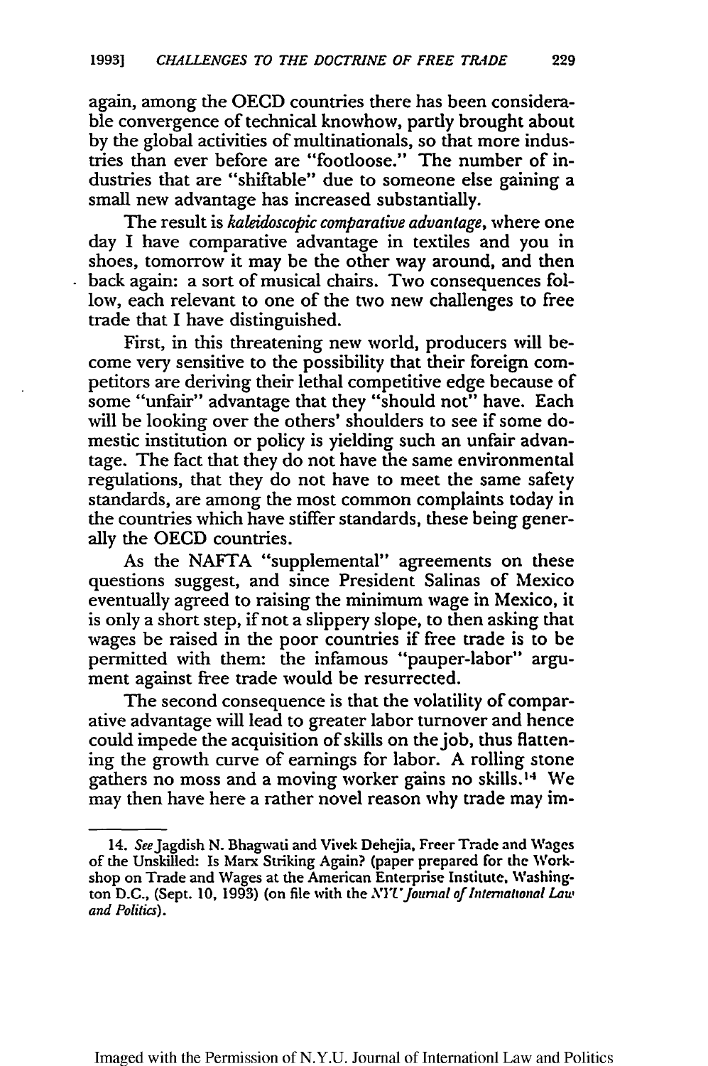again, among the OECD countries there has been considerable convergence of technical knowhow, partly brought about by the global activities of multinationals, so that more industries than ever before are "footloose." The number of industries that are "shiftable" due to someone else gaining a small new advantage has increased substantially.

The result is *kaleidoscopic comparative advantage*, where one day I have comparative advantage in textiles and you in shoes, tomorrow it may be the other way around, and then back again: a sort of musical chairs. Two consequences follow, each relevant to one of the two new challenges to free trade that I have distinguished.

First, in this threatening new world, producers will become very sensitive to the possibility that their foreign competitors are deriving their lethal competitive edge because of some "unfair" advantage that they "should not" have. Each will be looking over the others' shoulders to see if some domestic institution or policy is yielding such an unfair advantage. The fact that they do not have the same environmental regulations, that they do not have to meet the same safety standards, are among the most common complaints today in the countries which have stiffer standards, these being generally the OECD countries.

As the NAFTA "supplemental" agreements on these questions suggest, and since President Salinas of Mexico eventually agreed to raising the minimum wage in Mexico, it is only a short step, if not a slippery slope, to then asking that wages be raised in the poor countries if free trade is to be permitted with them: the infamous "pauper-labor" argument against free trade would be resurrected.

The second consequence is that the volatility of comparative advantage will lead to greater labor turnover and hence could impede the acquisition of skills on the job, thus flattening the growth curve of earnings for labor. A rolling stone gathers no moss and a moving worker gains no skills.[14] We may then have here a rather novel reason why trade may im-

---

14. *See* Jagdish N. Bhagwati and Vivek Dehejia, Freer Trade and Wages of the Unskilled: Is Marx Striking Again? (paper prepared for the Workshop on Trade and Wages at the American Enterprise Institute, Washington D.C., (Sept. 10, 1993) (on file with the *NYU Journal of International Law and Politics*).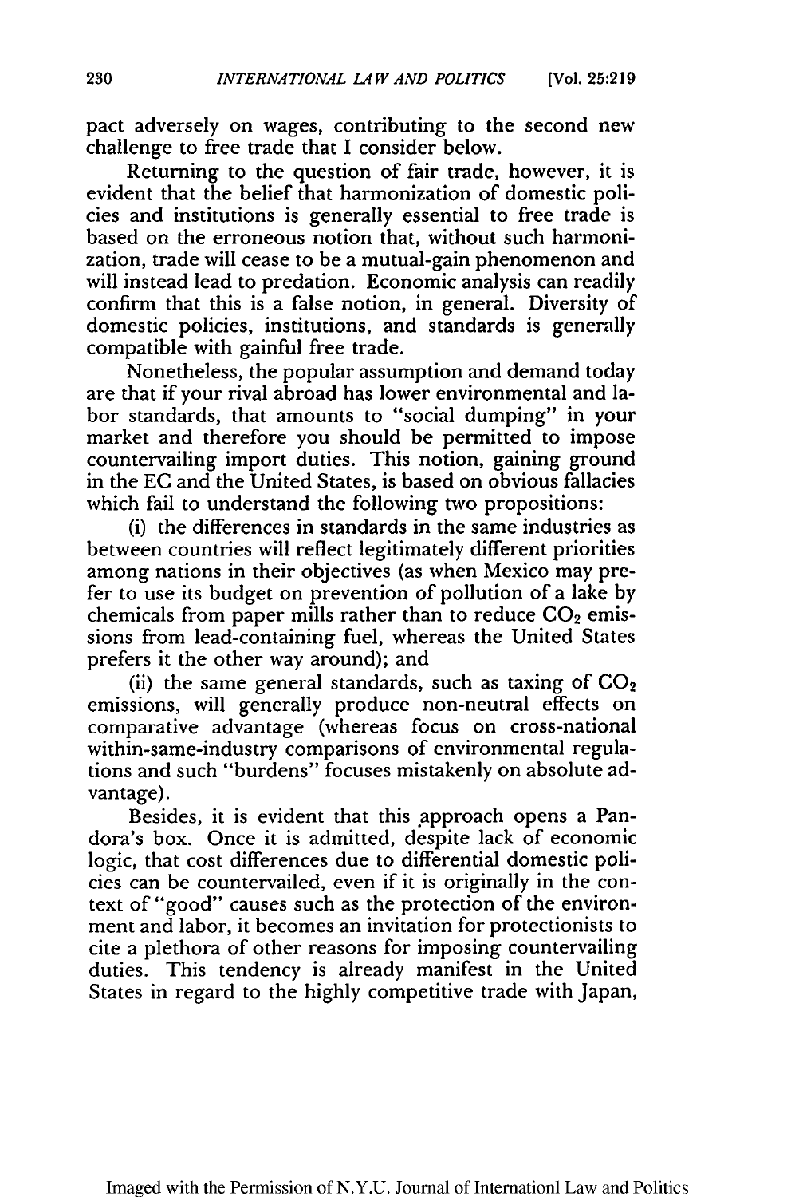pact adversely on wages, contributing to the second new challenge to free trade that I consider below.

Returning to the question of fair trade, however, it is evident that the belief that harmonization of domestic policies and institutions is generally essential to free trade is based on the erroneous notion that, without such harmonization, trade will cease to be a mutual-gain phenomenon and will instead lead to predation. Economic analysis can readily confirm that this is a false notion, in general. Diversity of domestic policies, institutions, and standards is generally compatible with gainful free trade.

Nonetheless, the popular assumption and demand today are that if your rival abroad has lower environmental and labor standards, that amounts to "social dumping" in your market and therefore you should be permitted to impose countervailing import duties. This notion, gaining ground in the EC and the United States, is based on obvious fallacies which fail to understand the following two propositions:

(i) the differences in standards in the same industries as between countries will reflect legitimately different priorities among nations in their objectives (as when Mexico may prefer to use its budget on prevention of pollution of a lake by chemicals from paper mills rather than to reduce $CO_2$ emissions from lead-containing fuel, whereas the United States prefers it the other way around); and

(ii) the same general standards, such as taxing of $CO_2$ emissions, will generally produce non-neutral effects on comparative advantage (whereas focus on cross-national within-same-industry comparisons of environmental regulations and such "burdens" focuses mistakenly on absolute advantage).

Besides, it is evident that this approach opens a Pandora's box. Once it is admitted, despite lack of economic logic, that cost differences due to differential domestic policies can be countervailed, even if it is originally in the context of "good" causes such as the protection of the environment and labor, it becomes an invitation for protectionists to cite a plethora of other reasons for imposing countervailing duties. This tendency is already manifest in the United States in regard to the highly competitive trade with Japan,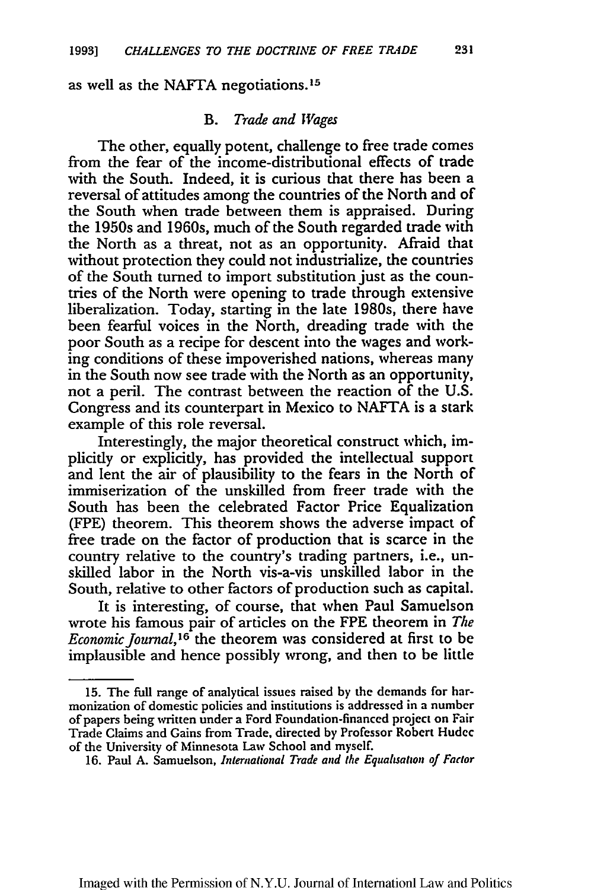as well as the NAFTA negotiations.[15]

### B. *Trade and Wages*

The other, equally potent, challenge to free trade comes from the fear of the income-distributional effects of trade with the South. Indeed, it is curious that there has been a reversal of attitudes among the countries of the North and of the South when trade between them is appraised. During the 1950s and 1960s, much of the South regarded trade with the North as a threat, not as an opportunity. Afraid that without protection they could not industrialize, the countries of the South turned to import substitution just as the countries of the North were opening to trade through extensive liberalization. Today, starting in the late 1980s, there have been fearful voices in the North, dreading trade with the poor South as a recipe for descent into the wages and working conditions of these impoverished nations, whereas many in the South now see trade with the North as an opportunity, not a peril. The contrast between the reaction of the U.S. Congress and its counterpart in Mexico to NAFTA is a stark example of this role reversal.

Interestingly, the major theoretical construct which, implicitly or explicitly, has provided the intellectual support and lent the air of plausibility to the fears in the North of immiserization of the unskilled from freer trade with the South has been the celebrated Factor Price Equalization (FPE) theorem. This theorem shows the adverse impact of free trade on the factor of production that is scarce in the country relative to the country's trading partners, i.e., unskilled labor in the North vis-a-vis unskilled labor in the South, relative to other factors of production such as capital.

It is interesting, of course, that when Paul Samuelson wrote his famous pair of articles on the FPE theorem in *The Economic Journal*,[16] the theorem was considered at first to be implausible and hence possibly wrong, and then to be little

---

15. The full range of analytical issues raised by the demands for harmonization of domestic policies and institutions is addressed in a number of papers being written under a Ford Foundation-financed project on Fair Trade Claims and Gains from Trade, directed by Professor Robert Hudec of the University of Minnesota Law School and myself.

16. Paul A. Samuelson, *International Trade and the Equalisation of Factor*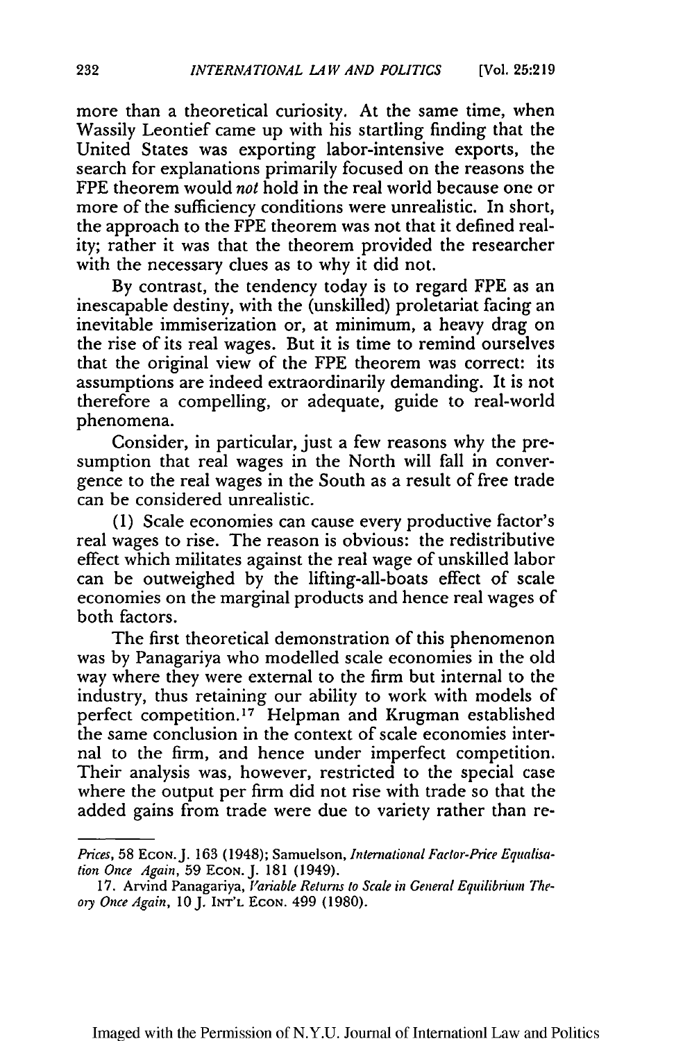more than a theoretical curiosity. At the same time, when Wassily Leontief came up with his startling finding that the United States was exporting labor-intensive exports, the search for explanations primarily focused on the reasons the FPE theorem would *not* hold in the real world because one or more of the sufficiency conditions were unrealistic. In short, the approach to the FPE theorem was not that it defined reality; rather it was that the theorem provided the researcher with the necessary clues as to why it did not.

By contrast, the tendency today is to regard FPE as an inescapable destiny, with the (unskilled) proletariat facing an inevitable immiserization or, at minimum, a heavy drag on the rise of its real wages. But it is time to remind ourselves that the original view of the FPE theorem was correct: its assumptions are indeed extraordinarily demanding. It is not therefore a compelling, or adequate, guide to real-world phenomena.

Consider, in particular, just a few reasons why the presumption that real wages in the North will fall in convergence to the real wages in the South as a result of free trade can be considered unrealistic.

(1) Scale economies can cause every productive factor's real wages to rise. The reason is obvious: the redistributive effect which militates against the real wage of unskilled labor can be outweighed by the lifting-all-boats effect of scale economies on the marginal products and hence real wages of both factors.

The first theoretical demonstration of this phenomenon was by Panagariya who modelled scale economies in the old way where they were external to the firm but internal to the industry, thus retaining our ability to work with models of perfect competition.[17] Helpman and Krugman established the same conclusion in the context of scale economies internal to the firm, and hence under imperfect competition. Their analysis was, however, restricted to the special case where the output per firm did not rise with trade so that the added gains from trade were due to variety rather than re-

---

*Prices*, 58 ECON. J. 163 (1948); Samuelson, *International Factor-Price Equalisation Once Again*, 59 ECON. J. 181 (1949).

17. Arvind Panagariya, *Variable Returns to Scale in General Equilibrium Theory Once Again*, 10 J. INT'L ECON. 499 (1980).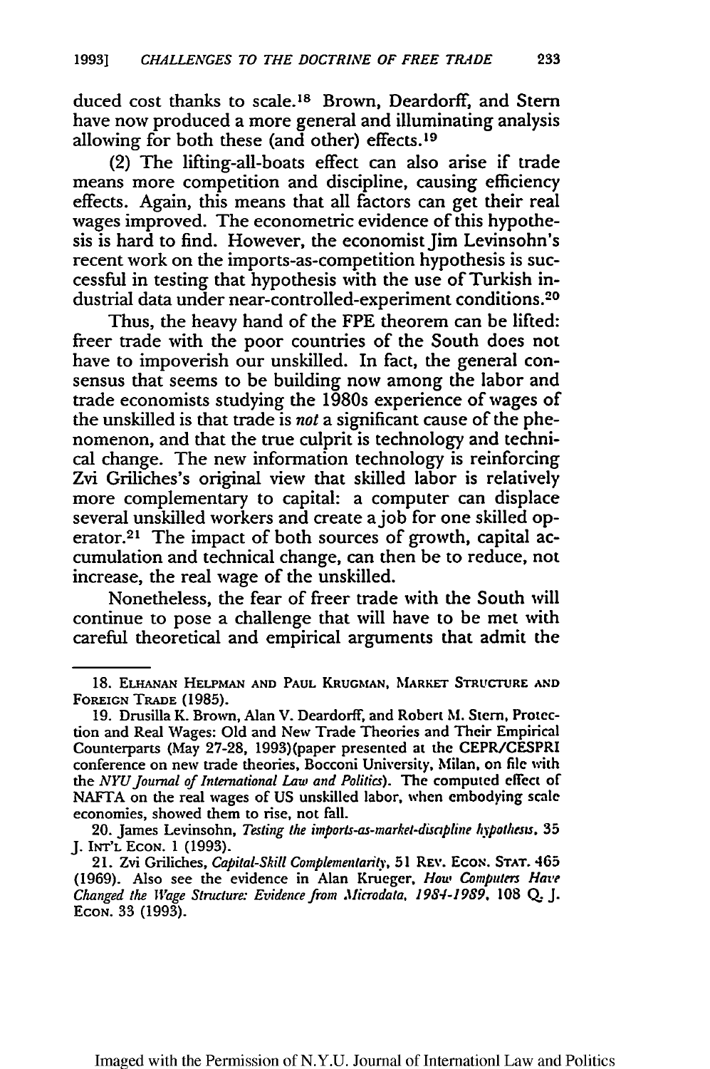duced cost thanks to scale.[18] Brown, Deardorff, and Stern have now produced a more general and illuminating analysis allowing for both these (and other) effects.[19]

(2) The lifting-all-boats effect can also arise if trade means more competition and discipline, causing efficiency effects. Again, this means that all factors can get their real wages improved. The econometric evidence of this hypothesis is hard to find. However, the economist Jim Levinsohn's recent work on the imports-as-competition hypothesis is successful in testing that hypothesis with the use of Turkish industrial data under near-controlled-experiment conditions.[20]

Thus, the heavy hand of the FPE theorem can be lifted: freer trade with the poor countries of the South does not have to impoverish our unskilled. In fact, the general consensus that seems to be building now among the labor and trade economists studying the 1980s experience of wages of the unskilled is that trade is *not* a significant cause of the phenomenon, and that the true culprit is technology and technical change. The new information technology is reinforcing Zvi Griliches's original view that skilled labor is relatively more complementary to capital: a computer can displace several unskilled workers and create a job for one skilled operator.[21] The impact of both sources of growth, capital accumulation and technical change, can then be to reduce, not increase, the real wage of the unskilled.

Nonetheless, the fear of freer trade with the South will continue to pose a challenge that will have to be met with careful theoretical and empirical arguments that admit the

---

18. ELHANAN HELPMAN AND PAUL KRUGMAN, MARKET STRUCTURE AND FOREIGN TRADE (1985).

19. Drusilla K. Brown, Alan V. Deardorff, and Robert M. Stern, Protection and Real Wages: Old and New Trade Theories and Their Empirical Counterparts (May 27-28, 1993)(paper presented at the CEPR/CESPRI conference on new trade theories, Bocconi University, Milan, on file with the *NYU Journal of International Law and Politics*). The computed effect of NAFTA on the real wages of US unskilled labor, when embodying scale economies, showed them to rise, not fall.

20. James Levinsohn, *Testing the imports-as-market-discipline hypothesis*, 35 J. INT'L ECON. 1 (1993).

21. Zvi Griliches, *Capital-Skill Complementarity*, 51 REV. ECON. STAT. 465 (1969). Also see the evidence in Alan Krueger, *How Computers Have Changed the Wage Structure: Evidence from Microdata, 1984-1989*, 108 Q. J. ECON. 33 (1993).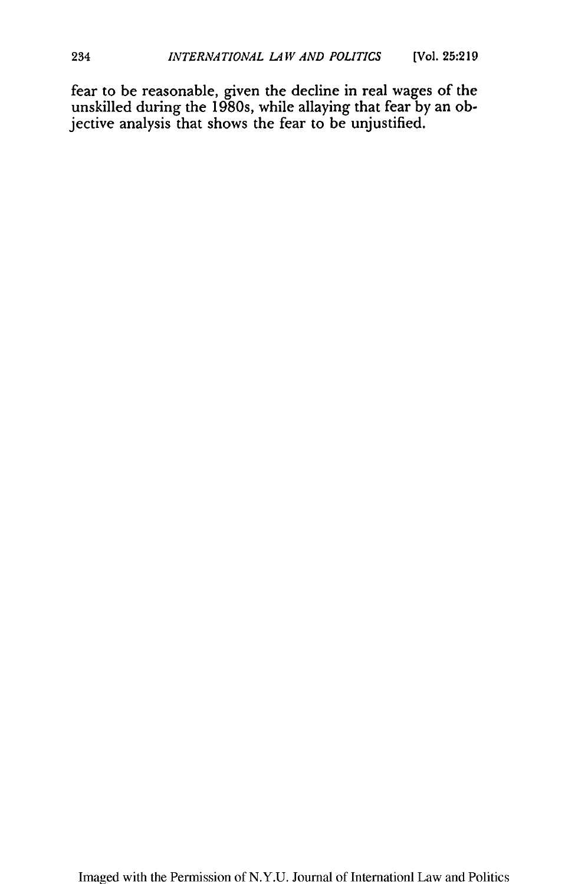fear to be reasonable, given the decline in real wages of the unskilled during the 1980s, while allaying that fear by an objective analysis that shows the fear to be unjustified.